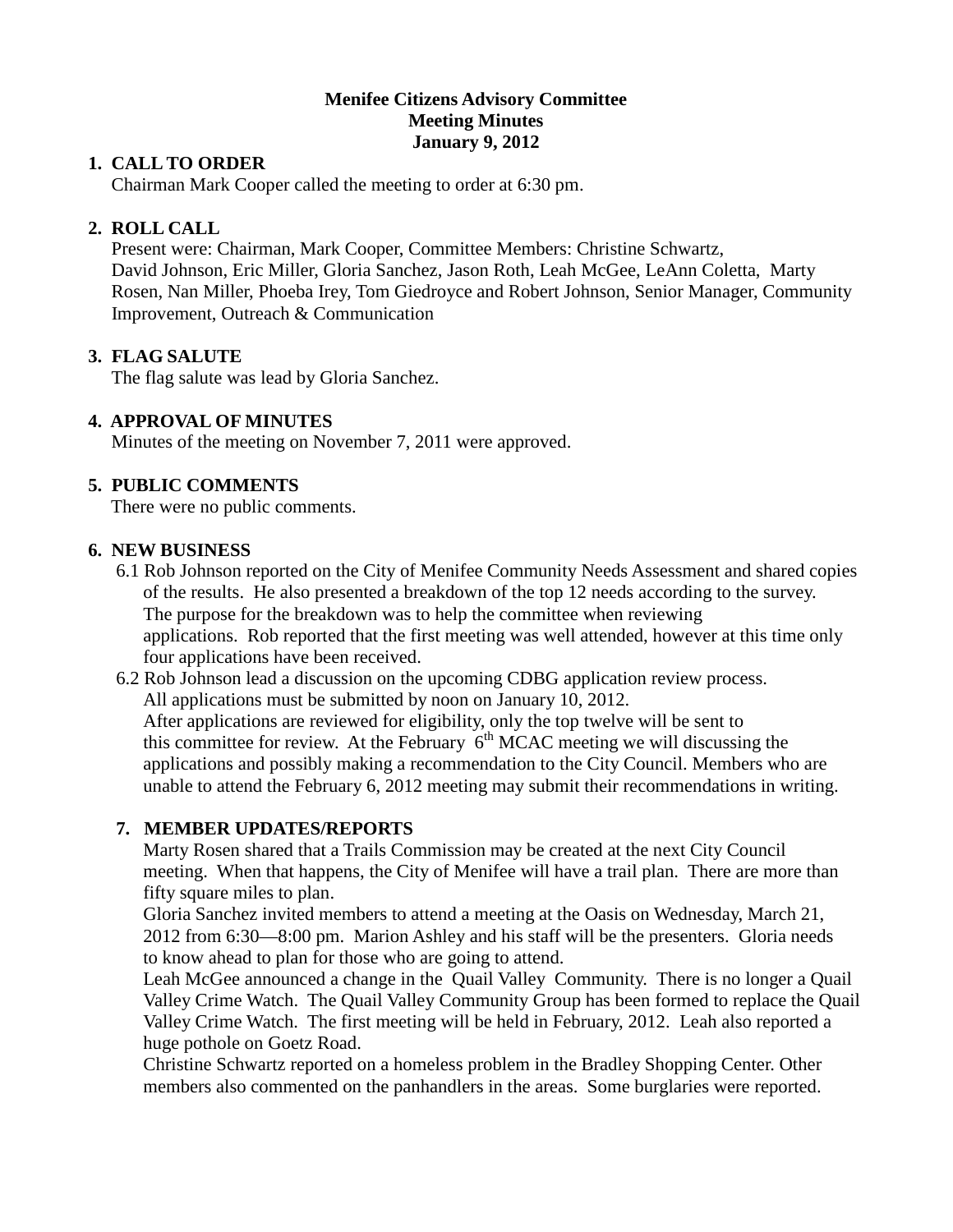**Menifee Citizens Advisory Committee**
**Meeting Minutes**
**January 9, 2012**

1. **CALL TO ORDER**
   Chairman Mark Cooper called the meeting to order at 6:30 pm.

2. **ROLL CALL**
   Present were: Chairman, Mark Cooper, Committee Members: Christine Schwartz, David Johnson, Eric Miller, Gloria Sanchez, Jason Roth, Leah McGee, LeAnn Coletta, Marty Rosen, Nan Miller, Phoeba Irey, Tom Giedroyce and Robert Johnson, Senior Manager, Community Improvement, Outreach & Communication

3. **FLAG SALUTE**
   The flag salute was lead by Gloria Sanchez.

4. **APPROVAL OF MINUTES**
   Minutes of the meeting on November 7, 2011 were approved.

5. **PUBLIC COMMENTS**
   There were no public comments.

6. **NEW BUSINESS**
   6.1 Rob Johnson reported on the City of Menifee Community Needs Assessment and shared copies of the results. He also presented a breakdown of the top 12 needs according to the survey. The purpose for the breakdown was to help the committee when reviewing applications. Rob reported that the first meeting was well attended, however at this time only four applications have been received.
   6.2 Rob Johnson lead a discussion on the upcoming CDBG application review process. All applications must be submitted by noon on January 10, 2012. After applications are reviewed for eligibility, only the top twelve will be sent to this committee for review. At the February 6th MCAC meeting we will discussing the applications and possibly making a recommendation to the City Council. Members who are unable to attend the February 6, 2012 meeting may submit their recommendations in writing.

7. **MEMBER UPDATES/REPORTS**
   Marty Rosen shared that a Trails Commission may be created at the next City Council meeting. When that happens, the City of Menifee will have a trail plan. There are more than fifty square miles to plan.
   Gloria Sanchez invited members to attend a meeting at the Oasis on Wednesday, March 21, 2012 from 6:30—8:00 pm. Marion Ashley and his staff will be the presenters. Gloria needs to know ahead to plan for those who are going to attend.
   Leah McGee announced a change in the Quail Valley Community. There is no longer a Quail Valley Crime Watch. The Quail Valley Community Group has been formed to replace the Quail Valley Crime Watch. The first meeting will be held in February, 2012. Leah also reported a huge pothole on Goetz Road.
   Christine Schwartz reported on a homeless problem in the Bradley Shopping Center. Other members also commented on the panhandlers in the areas. Some burglaries were reported.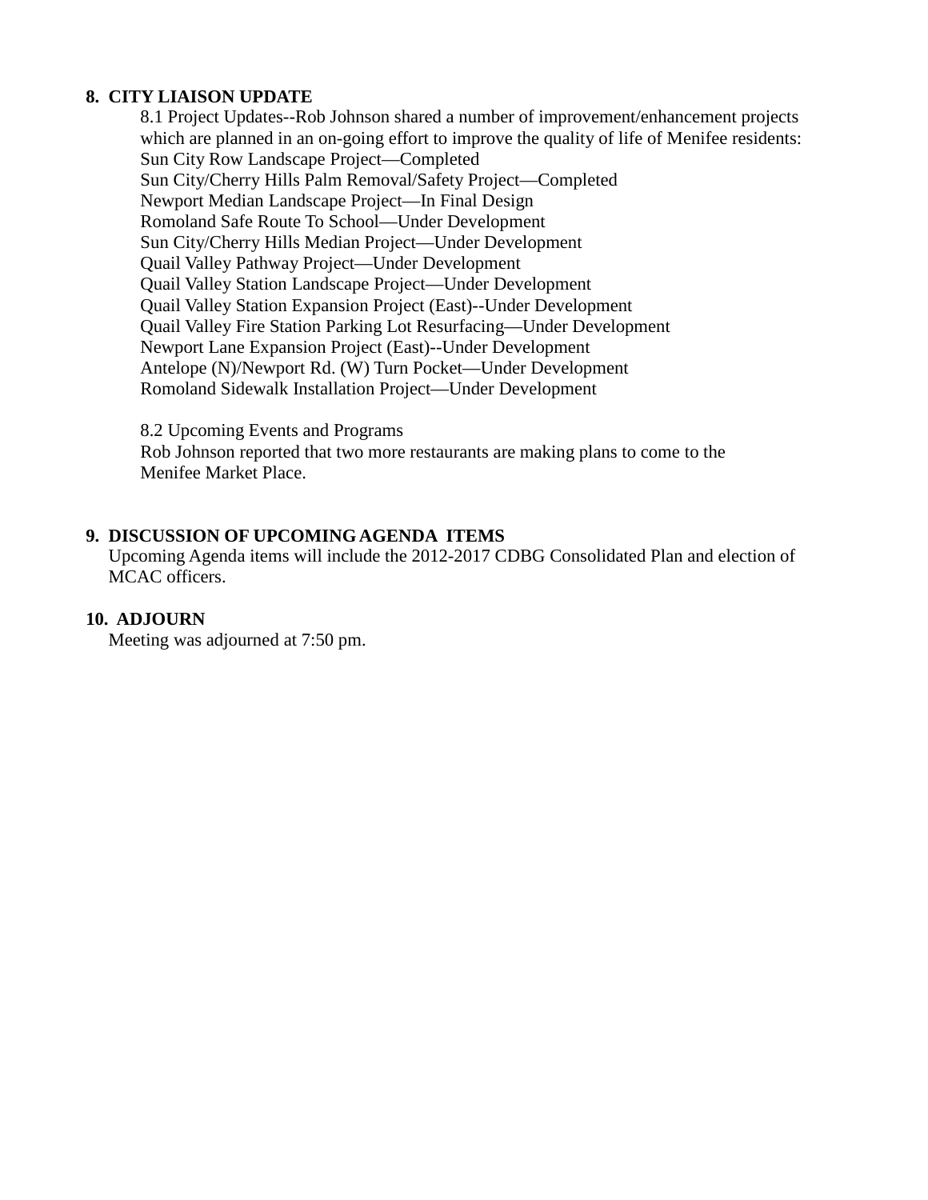**8. CITY LIAISON UPDATE**

8.1 Project Updates--Rob Johnson shared a number of improvement/enhancement projects which are planned in an on-going effort to improve the quality of life of Menifee residents:
Sun City Row Landscape Project—Completed
Sun City/Cherry Hills Palm Removal/Safety Project—Completed
Newport Median Landscape Project—In Final Design
Romoland Safe Route To School—Under Development
Sun City/Cherry Hills Median Project—Under Development
Quail Valley Pathway Project—Under Development
Quail Valley Station Landscape Project—Under Development
Quail Valley Station Expansion Project (East)--Under Development
Quail Valley Fire Station Parking Lot Resurfacing—Under Development
Newport Lane Expansion Project (East)--Under Development
Antelope (N)/Newport Rd. (W) Turn Pocket—Under Development
Romoland Sidewalk Installation Project—Under Development

8.2 Upcoming Events and Programs
Rob Johnson reported that two more restaurants are making plans to come to the Menifee Market Place.

**9. DISCUSSION OF UPCOMING AGENDA ITEMS**

Upcoming Agenda items will include the 2012-2017 CDBG Consolidated Plan and election of MCAC officers.

**10. ADJOURN**

Meeting was adjourned at 7:50 pm.